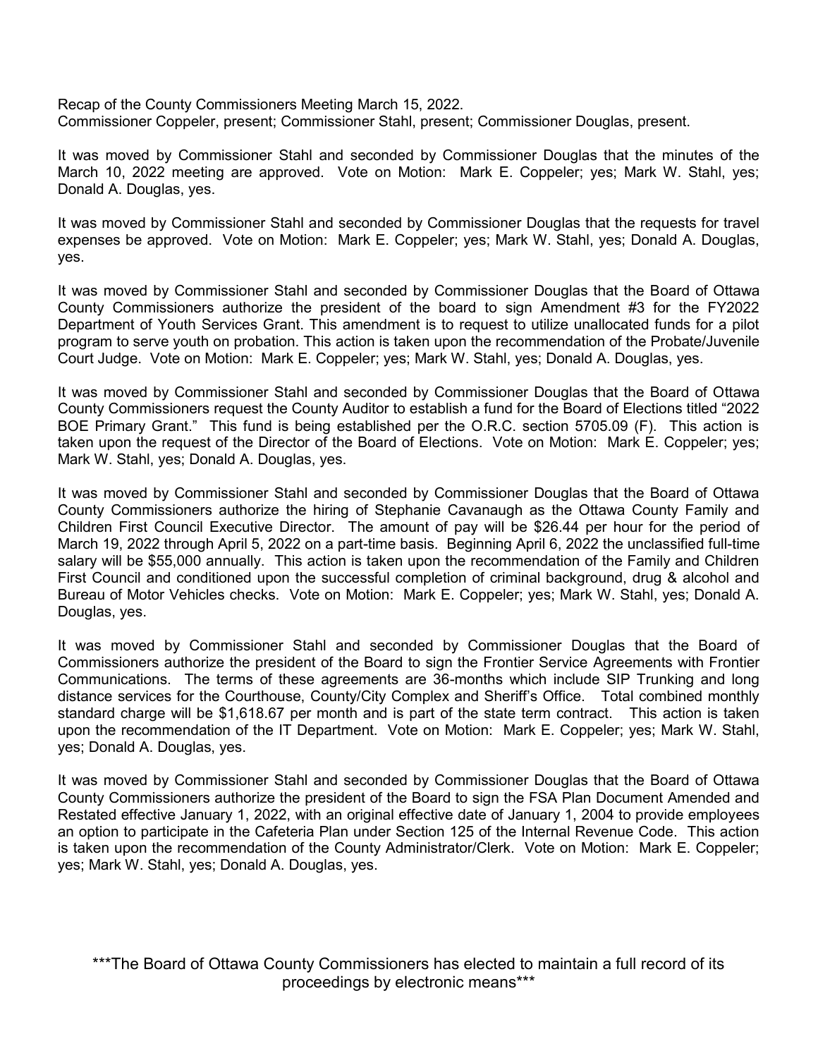Recap of the County Commissioners Meeting March 15, 2022.
Commissioner Coppeler, present; Commissioner Stahl, present; Commissioner Douglas, present.

It was moved by Commissioner Stahl and seconded by Commissioner Douglas that the minutes of the March 10, 2022 meeting are approved. Vote on Motion: Mark E. Coppeler; yes; Mark W. Stahl, yes; Donald A. Douglas, yes.

It was moved by Commissioner Stahl and seconded by Commissioner Douglas that the requests for travel expenses be approved. Vote on Motion: Mark E. Coppeler; yes; Mark W. Stahl, yes; Donald A. Douglas, yes.

It was moved by Commissioner Stahl and seconded by Commissioner Douglas that the Board of Ottawa County Commissioners authorize the president of the board to sign Amendment #3 for the FY2022 Department of Youth Services Grant. This amendment is to request to utilize unallocated funds for a pilot program to serve youth on probation. This action is taken upon the recommendation of the Probate/Juvenile Court Judge. Vote on Motion: Mark E. Coppeler; yes; Mark W. Stahl, yes; Donald A. Douglas, yes.

It was moved by Commissioner Stahl and seconded by Commissioner Douglas that the Board of Ottawa County Commissioners request the County Auditor to establish a fund for the Board of Elections titled "2022 BOE Primary Grant." This fund is being established per the O.R.C. section 5705.09 (F). This action is taken upon the request of the Director of the Board of Elections. Vote on Motion: Mark E. Coppeler; yes; Mark W. Stahl, yes; Donald A. Douglas, yes.

It was moved by Commissioner Stahl and seconded by Commissioner Douglas that the Board of Ottawa County Commissioners authorize the hiring of Stephanie Cavanaugh as the Ottawa County Family and Children First Council Executive Director. The amount of pay will be $26.44 per hour for the period of March 19, 2022 through April 5, 2022 on a part-time basis. Beginning April 6, 2022 the unclassified full-time salary will be $55,000 annually. This action is taken upon the recommendation of the Family and Children First Council and conditioned upon the successful completion of criminal background, drug & alcohol and Bureau of Motor Vehicles checks. Vote on Motion: Mark E. Coppeler; yes; Mark W. Stahl, yes; Donald A. Douglas, yes.

It was moved by Commissioner Stahl and seconded by Commissioner Douglas that the Board of Commissioners authorize the president of the Board to sign the Frontier Service Agreements with Frontier Communications. The terms of these agreements are 36-months which include SIP Trunking and long distance services for the Courthouse, County/City Complex and Sheriff's Office. Total combined monthly standard charge will be $1,618.67 per month and is part of the state term contract. This action is taken upon the recommendation of the IT Department. Vote on Motion: Mark E. Coppeler; yes; Mark W. Stahl, yes; Donald A. Douglas, yes.

It was moved by Commissioner Stahl and seconded by Commissioner Douglas that the Board of Ottawa County Commissioners authorize the president of the Board to sign the FSA Plan Document Amended and Restated effective January 1, 2022, with an original effective date of January 1, 2004 to provide employees an option to participate in the Cafeteria Plan under Section 125 of the Internal Revenue Code. This action is taken upon the recommendation of the County Administrator/Clerk. Vote on Motion: Mark E. Coppeler; yes; Mark W. Stahl, yes; Donald A. Douglas, yes.

***The Board of Ottawa County Commissioners has elected to maintain a full record of its proceedings by electronic means***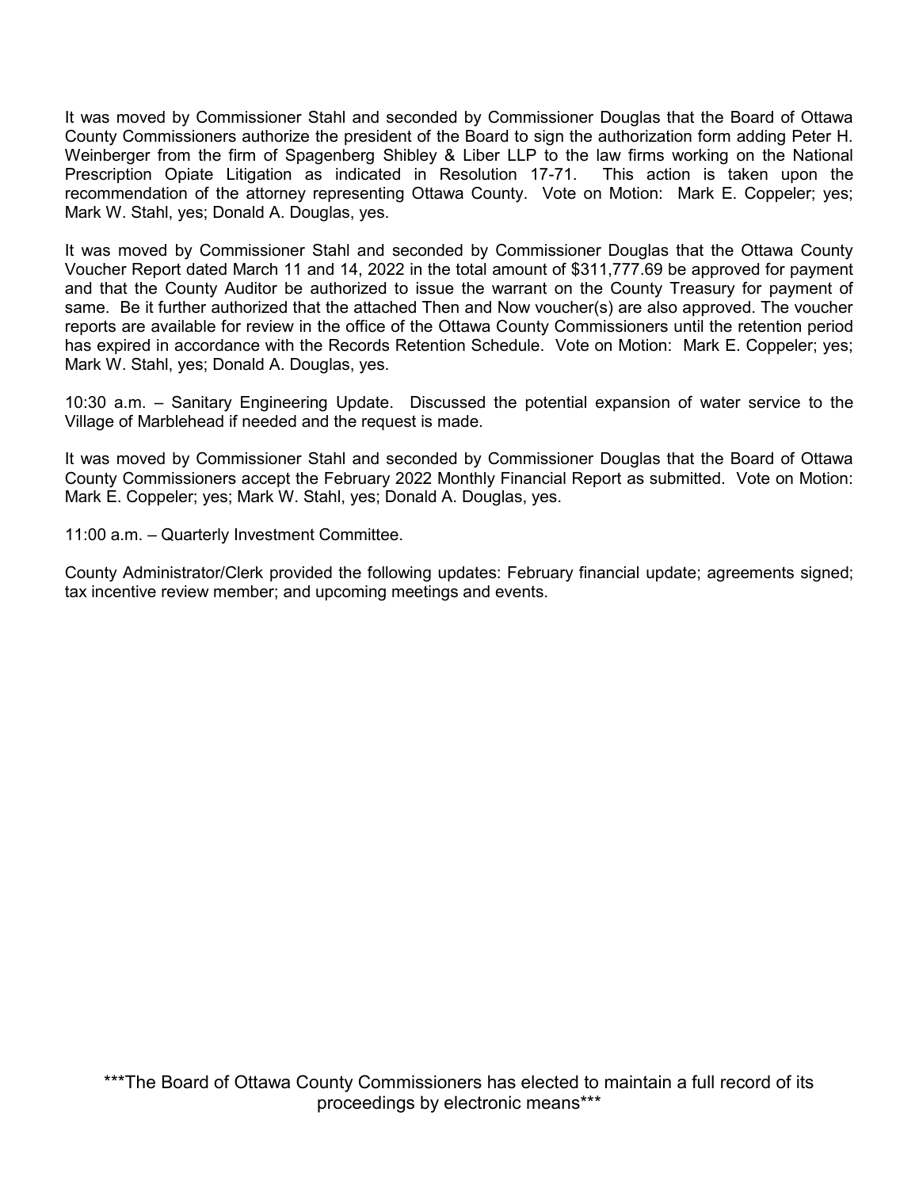It was moved by Commissioner Stahl and seconded by Commissioner Douglas that the Board of Ottawa County Commissioners authorize the president of the Board to sign the authorization form adding Peter H. Weinberger from the firm of Spagenberg Shibley & Liber LLP to the law firms working on the National Prescription Opiate Litigation as indicated in Resolution 17-71. This action is taken upon the recommendation of the attorney representing Ottawa County. Vote on Motion: Mark E. Coppeler; yes; Mark W. Stahl, yes; Donald A. Douglas, yes.

It was moved by Commissioner Stahl and seconded by Commissioner Douglas that the Ottawa County Voucher Report dated March 11 and 14, 2022 in the total amount of $311,777.69 be approved for payment and that the County Auditor be authorized to issue the warrant on the County Treasury for payment of same. Be it further authorized that the attached Then and Now voucher(s) are also approved. The voucher reports are available for review in the office of the Ottawa County Commissioners until the retention period has expired in accordance with the Records Retention Schedule. Vote on Motion: Mark E. Coppeler; yes; Mark W. Stahl, yes; Donald A. Douglas, yes.

10:30 a.m. – Sanitary Engineering Update. Discussed the potential expansion of water service to the Village of Marblehead if needed and the request is made.

It was moved by Commissioner Stahl and seconded by Commissioner Douglas that the Board of Ottawa County Commissioners accept the February 2022 Monthly Financial Report as submitted. Vote on Motion: Mark E. Coppeler; yes; Mark W. Stahl, yes; Donald A. Douglas, yes.

11:00 a.m. – Quarterly Investment Committee.

County Administrator/Clerk provided the following updates: February financial update; agreements signed; tax incentive review member; and upcoming meetings and events.

***The Board of Ottawa County Commissioners has elected to maintain a full record of its proceedings by electronic means***